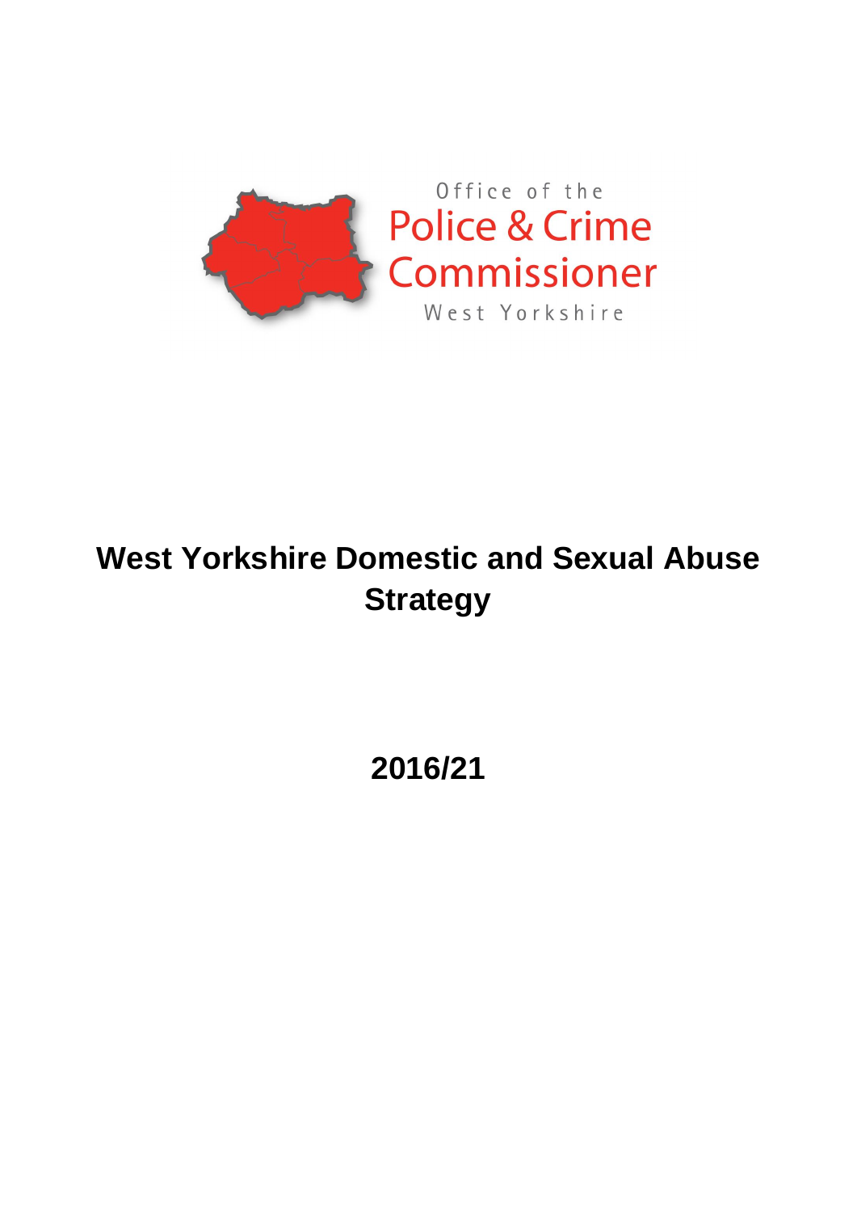Office of the

Police & Crime Commissioner

West Yorkshire

# West Yorkshire Domestic and Sexual Abuse Strategy

## 2016/21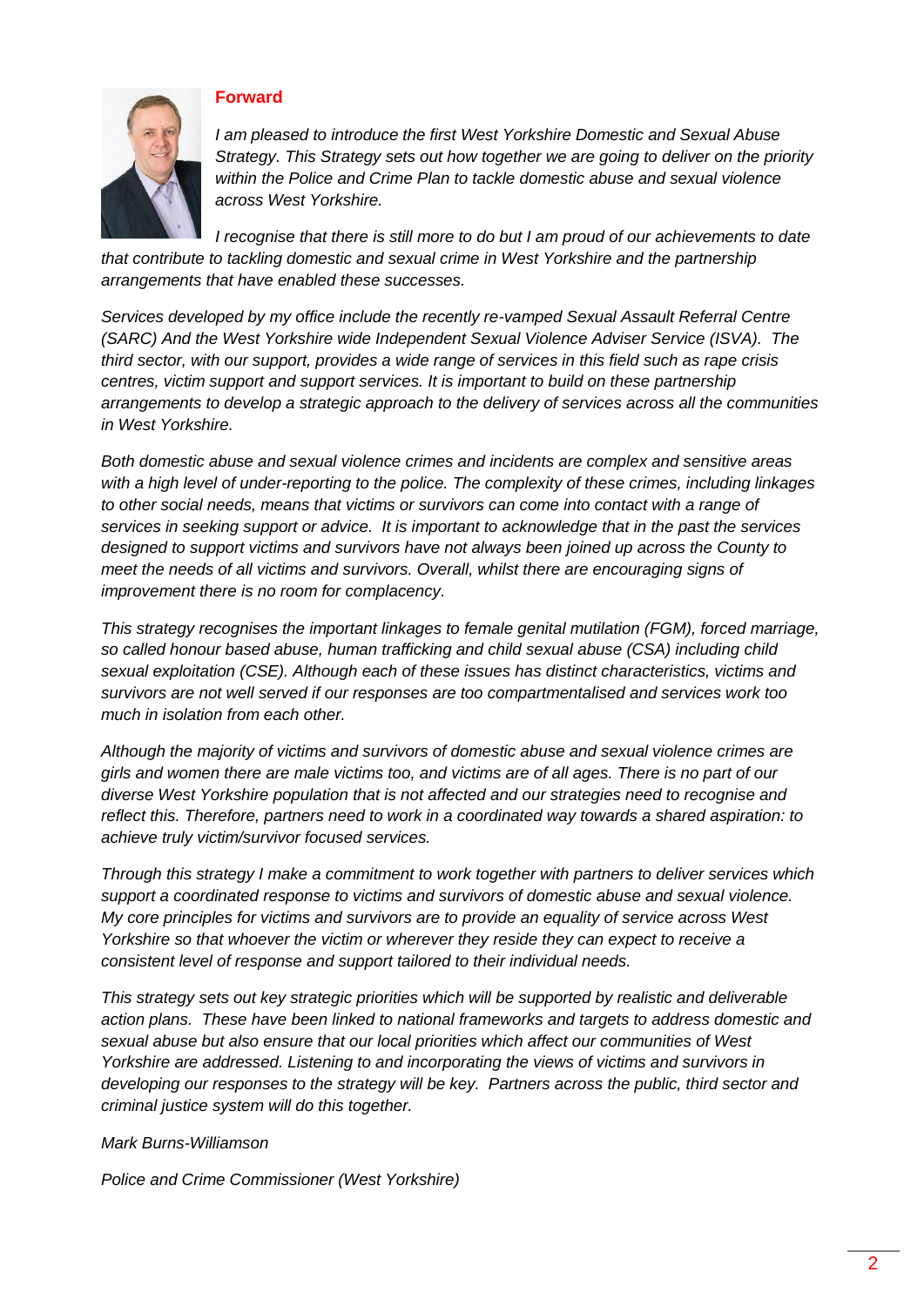## Forward

*I am pleased to introduce the first West Yorkshire Domestic and Sexual Abuse Strategy. This Strategy sets out how together we are going to deliver on the priority within the Police and Crime Plan to tackle domestic abuse and sexual violence across West Yorkshire.*

*I recognise that there is still more to do but I am proud of our achievements to date that contribute to tackling domestic and sexual crime in West Yorkshire and the partnership arrangements that have enabled these successes.*

*Services developed by my office include the recently re-vamped Sexual Assault Referral Centre (SARC) And the West Yorkshire wide Independent Sexual Violence Adviser Service (ISVA). The third sector, with our support, provides a wide range of services in this field such as rape crisis centres, victim support and support services. It is important to build on these partnership arrangements to develop a strategic approach to the delivery of services across all the communities in West Yorkshire.*

*Both domestic abuse and sexual violence crimes and incidents are complex and sensitive areas with a high level of under-reporting to the police. The complexity of these crimes, including linkages to other social needs, means that victims or survivors can come into contact with a range of services in seeking support or advice. It is important to acknowledge that in the past the services designed to support victims and survivors have not always been joined up across the County to meet the needs of all victims and survivors. Overall, whilst there are encouraging signs of improvement there is no room for complacency.*

*This strategy recognises the important linkages to female genital mutilation (FGM), forced marriage, so called honour based abuse, human trafficking and child sexual abuse (CSA) including child sexual exploitation (CSE). Although each of these issues has distinct characteristics, victims and survivors are not well served if our responses are too compartmentalised and services work too much in isolation from each other.*

*Although the majority of victims and survivors of domestic abuse and sexual violence crimes are girls and women there are male victims too, and victims are of all ages. There is no part of our diverse West Yorkshire population that is not affected and our strategies need to recognise and reflect this. Therefore, partners need to work in a coordinated way towards a shared aspiration: to achieve truly victim/survivor focused services.*

*Through this strategy I make a commitment to work together with partners to deliver services which support a coordinated response to victims and survivors of domestic abuse and sexual violence. My core principles for victims and survivors are to provide an equality of service across West Yorkshire so that whoever the victim or wherever they reside they can expect to receive a consistent level of response and support tailored to their individual needs.*

*This strategy sets out key strategic priorities which will be supported by realistic and deliverable action plans. These have been linked to national frameworks and targets to address domestic and sexual abuse but also ensure that our local priorities which affect our communities of West Yorkshire are addressed. Listening to and incorporating the views of victims and survivors in developing our responses to the strategy will be key. Partners across the public, third sector and criminal justice system will do this together.*

*Mark Burns-Williamson*

*Police and Crime Commissioner (West Yorkshire)*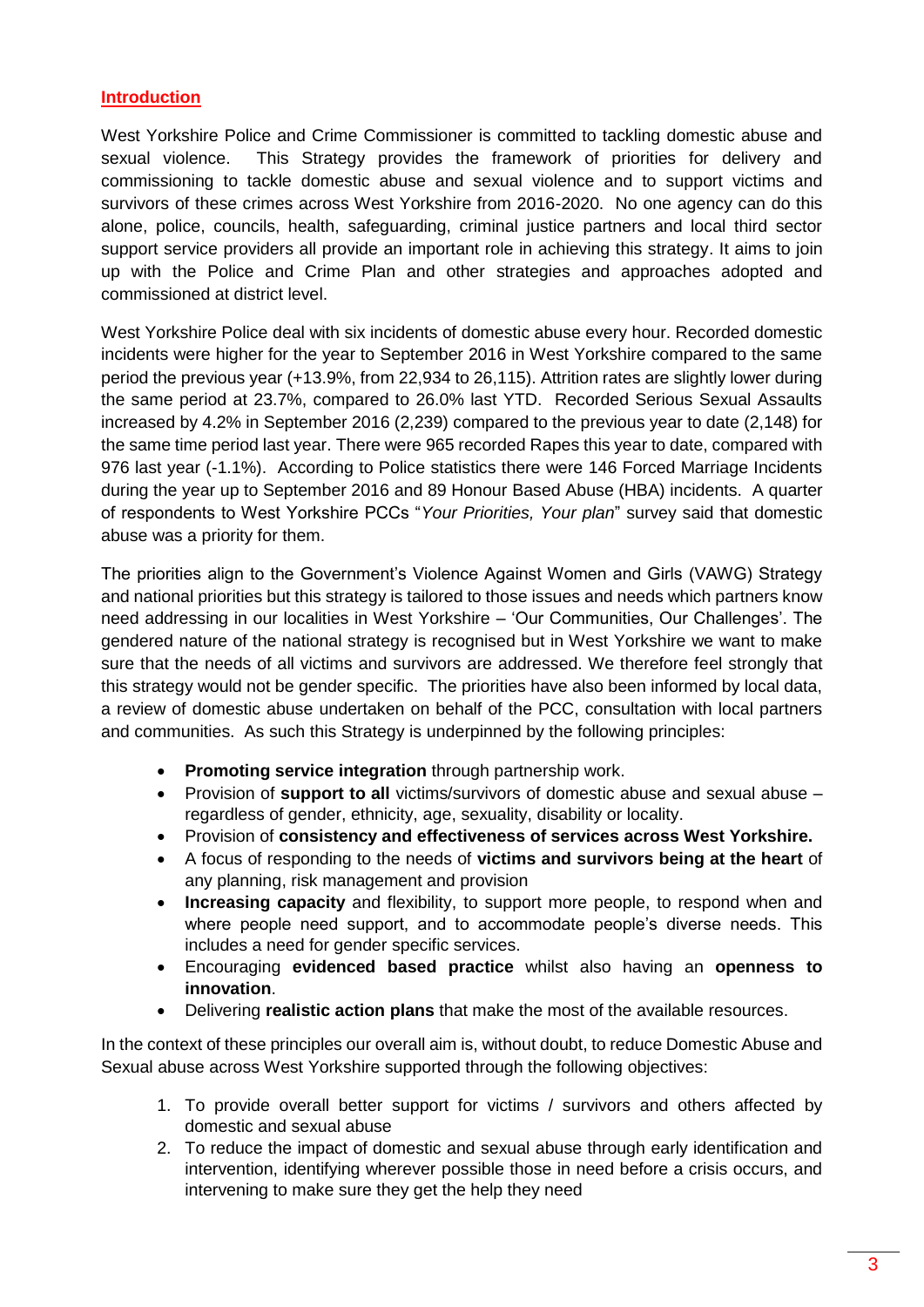## Introduction

West Yorkshire Police and Crime Commissioner is committed to tackling domestic abuse and sexual violence. This Strategy provides the framework of priorities for delivery and commissioning to tackle domestic abuse and sexual violence and to support victims and survivors of these crimes across West Yorkshire from 2016-2020. No one agency can do this alone, police, councils, health, safeguarding, criminal justice partners and local third sector support service providers all provide an important role in achieving this strategy. It aims to join up with the Police and Crime Plan and other strategies and approaches adopted and commissioned at district level.

West Yorkshire Police deal with six incidents of domestic abuse every hour. Recorded domestic incidents were higher for the year to September 2016 in West Yorkshire compared to the same period the previous year (+13.9%, from 22,934 to 26,115). Attrition rates are slightly lower during the same period at 23.7%, compared to 26.0% last YTD. Recorded Serious Sexual Assaults increased by 4.2% in September 2016 (2,239) compared to the previous year to date (2,148) for the same time period last year. There were 965 recorded Rapes this year to date, compared with 976 last year (-1.1%). According to Police statistics there were 146 Forced Marriage Incidents during the year up to September 2016 and 89 Honour Based Abuse (HBA) incidents. A quarter of respondents to West Yorkshire PCCs "*Your Priorities, Your plan*" survey said that domestic abuse was a priority for them.

The priorities align to the Government's Violence Against Women and Girls (VAWG) Strategy and national priorities but this strategy is tailored to those issues and needs which partners know need addressing in our localities in West Yorkshire – 'Our Communities, Our Challenges'. The gendered nature of the national strategy is recognised but in West Yorkshire we want to make sure that the needs of all victims and survivors are addressed. We therefore feel strongly that this strategy would not be gender specific. The priorities have also been informed by local data, a review of domestic abuse undertaken on behalf of the PCC, consultation with local partners and communities. As such this Strategy is underpinned by the following principles:

- **Promoting service integration** through partnership work.
- Provision of **support to all** victims/survivors of domestic abuse and sexual abuse – regardless of gender, ethnicity, age, sexuality, disability or locality.
- Provision of **consistency and effectiveness of services across West Yorkshire.**
- A focus of responding to the needs of **victims and survivors being at the heart** of any planning, risk management and provision
- **Increasing capacity** and flexibility, to support more people, to respond when and where people need support, and to accommodate people's diverse needs. This includes a need for gender specific services.
- Encouraging **evidenced based practice** whilst also having an **openness to innovation**.
- Delivering **realistic action plans** that make the most of the available resources.

In the context of these principles our overall aim is, without doubt, to reduce Domestic Abuse and Sexual abuse across West Yorkshire supported through the following objectives:

1. To provide overall better support for victims / survivors and others affected by domestic and sexual abuse
2. To reduce the impact of domestic and sexual abuse through early identification and intervention, identifying wherever possible those in need before a crisis occurs, and intervening to make sure they get the help they need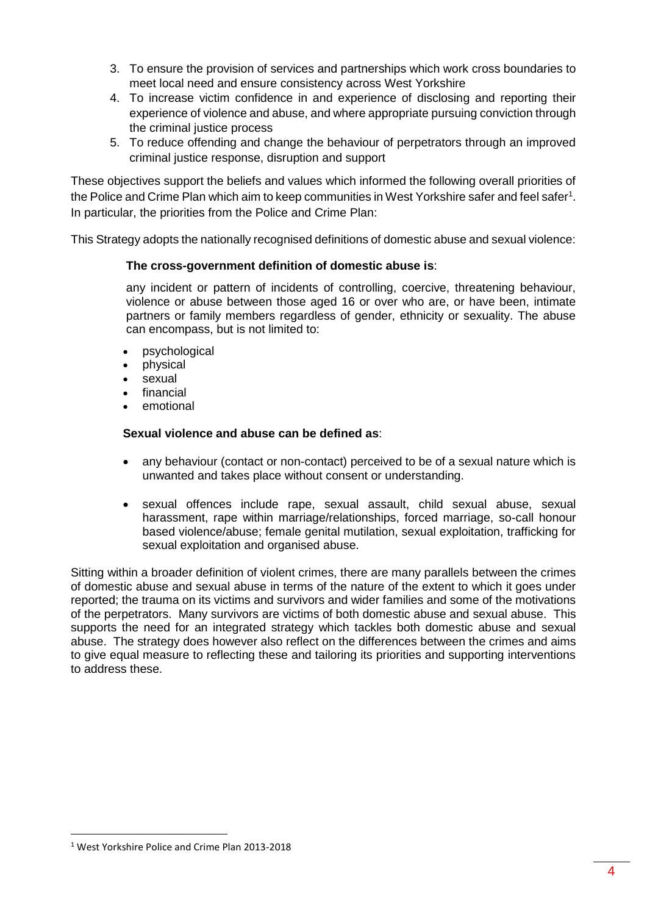3. To ensure the provision of services and partnerships which work cross boundaries to meet local need and ensure consistency across West Yorkshire
4. To increase victim confidence in and experience of disclosing and reporting their experience of violence and abuse, and where appropriate pursuing conviction through the criminal justice process
5. To reduce offending and change the behaviour of perpetrators through an improved criminal justice response, disruption and support

These objectives support the beliefs and values which informed the following overall priorities of the Police and Crime Plan which aim to keep communities in West Yorkshire safer and feel safer[1]. In particular, the priorities from the Police and Crime Plan:

This Strategy adopts the nationally recognised definitions of domestic abuse and sexual violence:

**The cross-government definition of domestic abuse is**:

any incident or pattern of incidents of controlling, coercive, threatening behaviour, violence or abuse between those aged 16 or over who are, or have been, intimate partners or family members regardless of gender, ethnicity or sexuality. The abuse can encompass, but is not limited to:

- psychological
- physical
- sexual
- financial
- emotional

**Sexual violence and abuse can be defined as**:

- any behaviour (contact or non-contact) perceived to be of a sexual nature which is unwanted and takes place without consent or understanding.
- sexual offences include rape, sexual assault, child sexual abuse, sexual harassment, rape within marriage/relationships, forced marriage, so-call honour based violence/abuse; female genital mutilation, sexual exploitation, trafficking for sexual exploitation and organised abuse.

Sitting within a broader definition of violent crimes, there are many parallels between the crimes of domestic abuse and sexual abuse in terms of the nature of the extent to which it goes under reported; the trauma on its victims and survivors and wider families and some of the motivations of the perpetrators. Many survivors are victims of both domestic abuse and sexual abuse. This supports the need for an integrated strategy which tackles both domestic abuse and sexual abuse. The strategy does however also reflect on the differences between the crimes and aims to give equal measure to reflecting these and tailoring its priorities and supporting interventions to address these.

[1] West Yorkshire Police and Crime Plan 2013-2018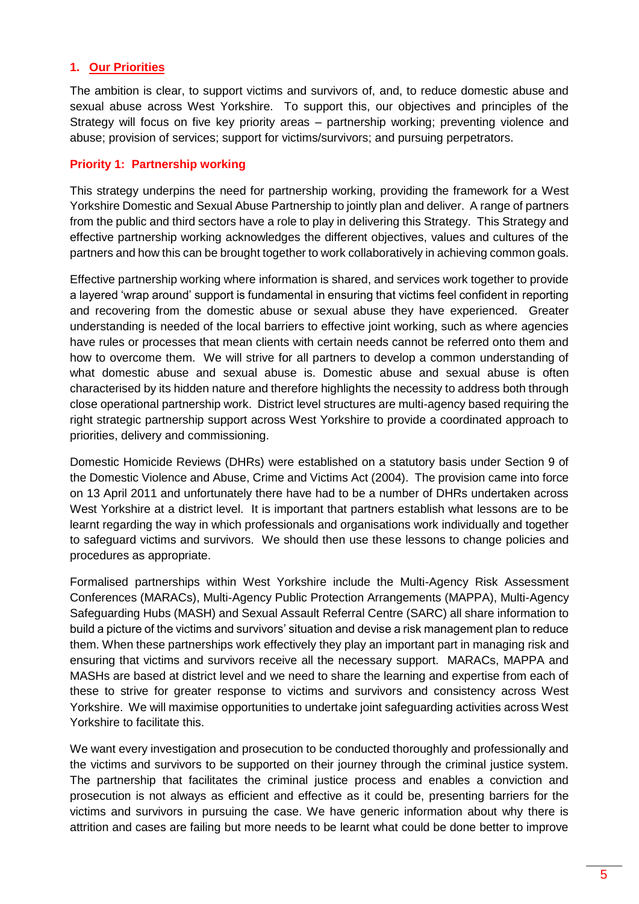## 1. Our Priorities

The ambition is clear, to support victims and survivors of, and, to reduce domestic abuse and sexual abuse across West Yorkshire. To support this, our objectives and principles of the Strategy will focus on five key priority areas – partnership working; preventing violence and abuse; provision of services; support for victims/survivors; and pursuing perpetrators.

### Priority 1: Partnership working

This strategy underpins the need for partnership working, providing the framework for a West Yorkshire Domestic and Sexual Abuse Partnership to jointly plan and deliver. A range of partners from the public and third sectors have a role to play in delivering this Strategy. This Strategy and effective partnership working acknowledges the different objectives, values and cultures of the partners and how this can be brought together to work collaboratively in achieving common goals.

Effective partnership working where information is shared, and services work together to provide a layered 'wrap around' support is fundamental in ensuring that victims feel confident in reporting and recovering from the domestic abuse or sexual abuse they have experienced. Greater understanding is needed of the local barriers to effective joint working, such as where agencies have rules or processes that mean clients with certain needs cannot be referred onto them and how to overcome them. We will strive for all partners to develop a common understanding of what domestic abuse and sexual abuse is. Domestic abuse and sexual abuse is often characterised by its hidden nature and therefore highlights the necessity to address both through close operational partnership work. District level structures are multi-agency based requiring the right strategic partnership support across West Yorkshire to provide a coordinated approach to priorities, delivery and commissioning.

Domestic Homicide Reviews (DHRs) were established on a statutory basis under Section 9 of the Domestic Violence and Abuse, Crime and Victims Act (2004). The provision came into force on 13 April 2011 and unfortunately there have had to be a number of DHRs undertaken across West Yorkshire at a district level. It is important that partners establish what lessons are to be learnt regarding the way in which professionals and organisations work individually and together to safeguard victims and survivors. We should then use these lessons to change policies and procedures as appropriate.

Formalised partnerships within West Yorkshire include the Multi-Agency Risk Assessment Conferences (MARACs), Multi-Agency Public Protection Arrangements (MAPPA), Multi-Agency Safeguarding Hubs (MASH) and Sexual Assault Referral Centre (SARC) all share information to build a picture of the victims and survivors' situation and devise a risk management plan to reduce them. When these partnerships work effectively they play an important part in managing risk and ensuring that victims and survivors receive all the necessary support. MARACs, MAPPA and MASHs are based at district level and we need to share the learning and expertise from each of these to strive for greater response to victims and survivors and consistency across West Yorkshire. We will maximise opportunities to undertake joint safeguarding activities across West Yorkshire to facilitate this.

We want every investigation and prosecution to be conducted thoroughly and professionally and the victims and survivors to be supported on their journey through the criminal justice system. The partnership that facilitates the criminal justice process and enables a conviction and prosecution is not always as efficient and effective as it could be, presenting barriers for the victims and survivors in pursuing the case. We have generic information about why there is attrition and cases are failing but more needs to be learnt what could be done better to improve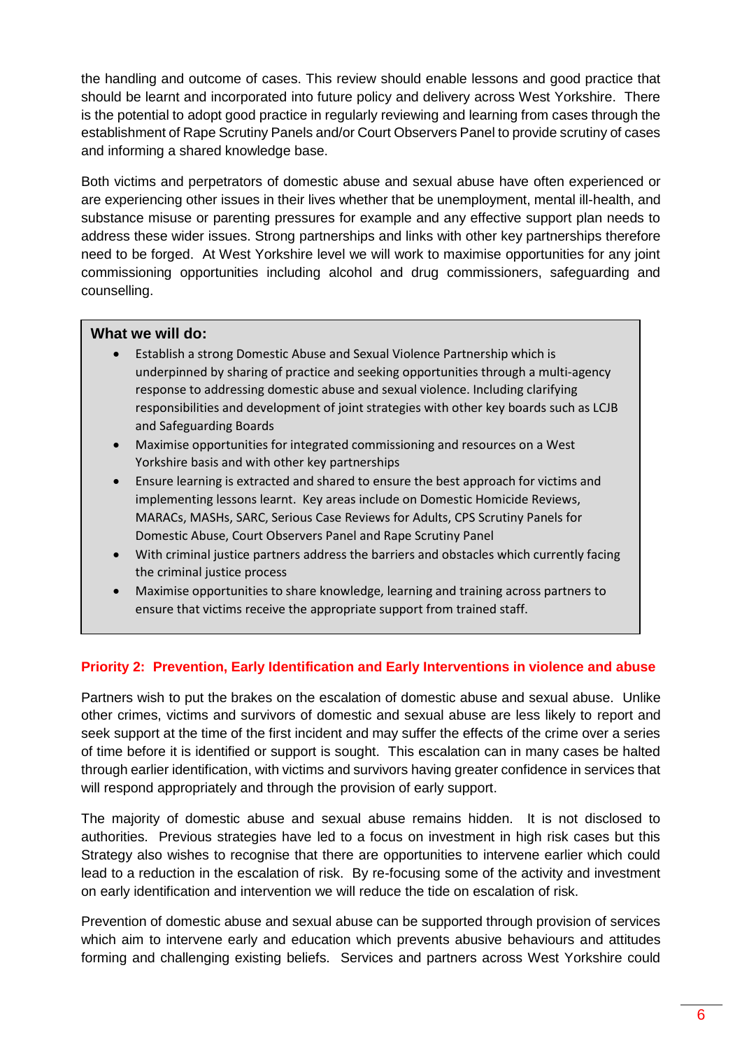the handling and outcome of cases. This review should enable lessons and good practice that should be learnt and incorporated into future policy and delivery across West Yorkshire. There is the potential to adopt good practice in regularly reviewing and learning from cases through the establishment of Rape Scrutiny Panels and/or Court Observers Panel to provide scrutiny of cases and informing a shared knowledge base.

Both victims and perpetrators of domestic abuse and sexual abuse have often experienced or are experiencing other issues in their lives whether that be unemployment, mental ill-health, and substance misuse or parenting pressures for example and any effective support plan needs to address these wider issues. Strong partnerships and links with other key partnerships therefore need to be forged. At West Yorkshire level we will work to maximise opportunities for any joint commissioning opportunities including alcohol and drug commissioners, safeguarding and counselling.

**What we will do:**

- Establish a strong Domestic Abuse and Sexual Violence Partnership which is underpinned by sharing of practice and seeking opportunities through a multi-agency response to addressing domestic abuse and sexual violence. Including clarifying responsibilities and development of joint strategies with other key boards such as LCJB and Safeguarding Boards
- Maximise opportunities for integrated commissioning and resources on a West Yorkshire basis and with other key partnerships
- Ensure learning is extracted and shared to ensure the best approach for victims and implementing lessons learnt. Key areas include on Domestic Homicide Reviews, MARACs, MASHs, SARC, Serious Case Reviews for Adults, CPS Scrutiny Panels for Domestic Abuse, Court Observers Panel and Rape Scrutiny Panel
- With criminal justice partners address the barriers and obstacles which currently facing the criminal justice process
- Maximise opportunities to share knowledge, learning and training across partners to ensure that victims receive the appropriate support from trained staff.

## Priority 2: Prevention, Early Identification and Early Interventions in violence and abuse

Partners wish to put the brakes on the escalation of domestic abuse and sexual abuse. Unlike other crimes, victims and survivors of domestic and sexual abuse are less likely to report and seek support at the time of the first incident and may suffer the effects of the crime over a series of time before it is identified or support is sought. This escalation can in many cases be halted through earlier identification, with victims and survivors having greater confidence in services that will respond appropriately and through the provision of early support.

The majority of domestic abuse and sexual abuse remains hidden. It is not disclosed to authorities. Previous strategies have led to a focus on investment in high risk cases but this Strategy also wishes to recognise that there are opportunities to intervene earlier which could lead to a reduction in the escalation of risk. By re-focusing some of the activity and investment on early identification and intervention we will reduce the tide on escalation of risk.

Prevention of domestic abuse and sexual abuse can be supported through provision of services which aim to intervene early and education which prevents abusive behaviours and attitudes forming and challenging existing beliefs. Services and partners across West Yorkshire could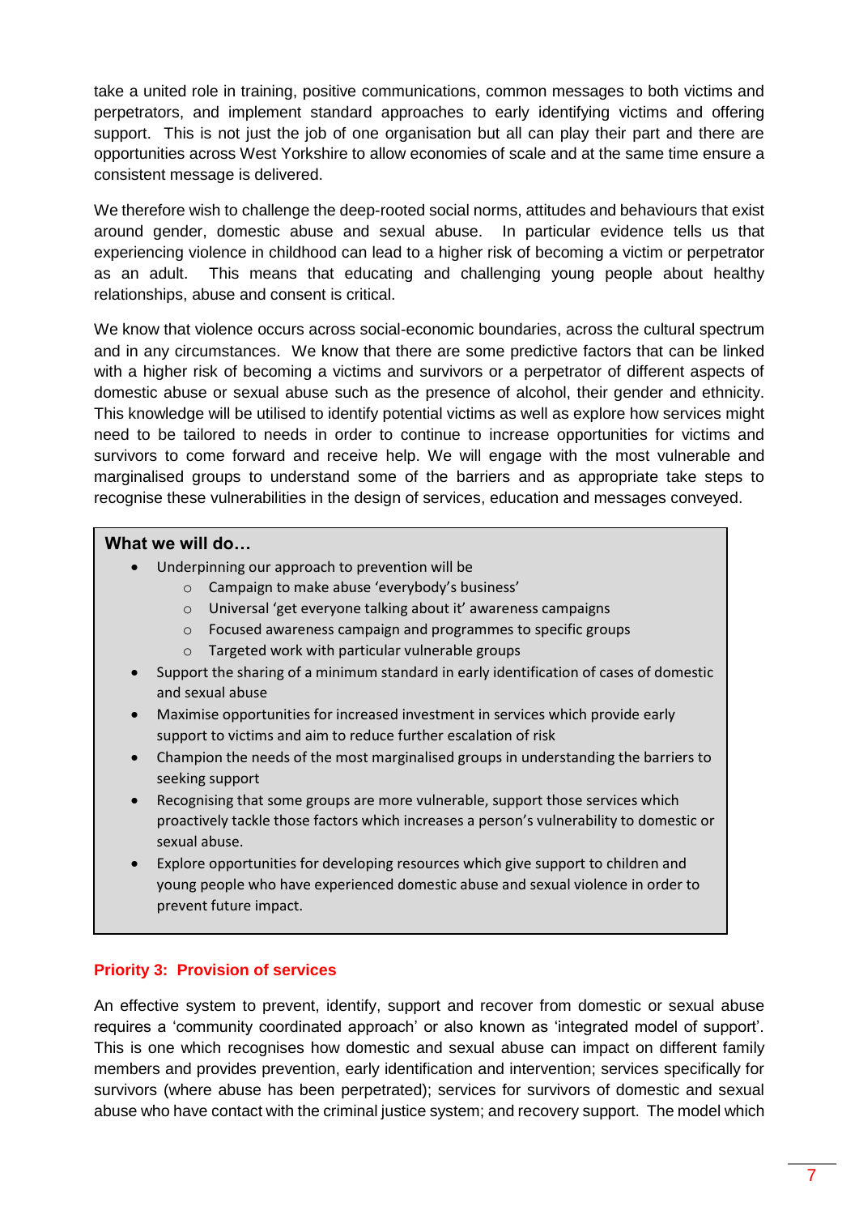take a united role in training, positive communications, common messages to both victims and perpetrators, and implement standard approaches to early identifying victims and offering support. This is not just the job of one organisation but all can play their part and there are opportunities across West Yorkshire to allow economies of scale and at the same time ensure a consistent message is delivered.

We therefore wish to challenge the deep-rooted social norms, attitudes and behaviours that exist around gender, domestic abuse and sexual abuse. In particular evidence tells us that experiencing violence in childhood can lead to a higher risk of becoming a victim or perpetrator as an adult. This means that educating and challenging young people about healthy relationships, abuse and consent is critical.

We know that violence occurs across social-economic boundaries, across the cultural spectrum and in any circumstances. We know that there are some predictive factors that can be linked with a higher risk of becoming a victims and survivors or a perpetrator of different aspects of domestic abuse or sexual abuse such as the presence of alcohol, their gender and ethnicity. This knowledge will be utilised to identify potential victims as well as explore how services might need to be tailored to needs in order to continue to increase opportunities for victims and survivors to come forward and receive help. We will engage with the most vulnerable and marginalised groups to understand some of the barriers and as appropriate take steps to recognise these vulnerabilities in the design of services, education and messages conveyed.

**What we will do…**

- Underpinning our approach to prevention will be
  - Campaign to make abuse 'everybody's business'
  - Universal 'get everyone talking about it' awareness campaigns
  - Focused awareness campaign and programmes to specific groups
  - Targeted work with particular vulnerable groups
- Support the sharing of a minimum standard in early identification of cases of domestic and sexual abuse
- Maximise opportunities for increased investment in services which provide early support to victims and aim to reduce further escalation of risk
- Champion the needs of the most marginalised groups in understanding the barriers to seeking support
- Recognising that some groups are more vulnerable, support those services which proactively tackle those factors which increases a person's vulnerability to domestic or sexual abuse.
- Explore opportunities for developing resources which give support to children and young people who have experienced domestic abuse and sexual violence in order to prevent future impact.

## Priority 3: Provision of services

An effective system to prevent, identify, support and recover from domestic or sexual abuse requires a 'community coordinated approach' or also known as 'integrated model of support'. This is one which recognises how domestic and sexual abuse can impact on different family members and provides prevention, early identification and intervention; services specifically for survivors (where abuse has been perpetrated); services for survivors of domestic and sexual abuse who have contact with the criminal justice system; and recovery support. The model which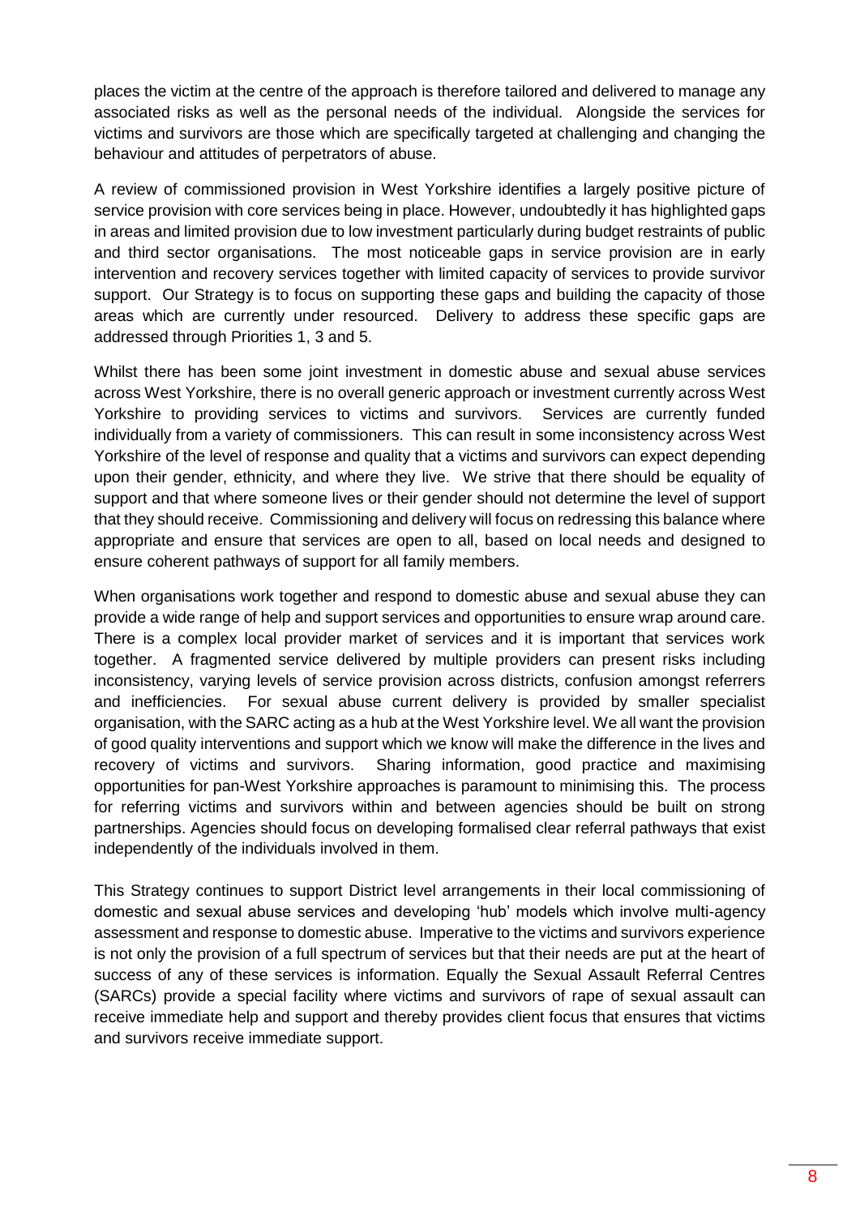places the victim at the centre of the approach is therefore tailored and delivered to manage any associated risks as well as the personal needs of the individual. Alongside the services for victims and survivors are those which are specifically targeted at challenging and changing the behaviour and attitudes of perpetrators of abuse.

A review of commissioned provision in West Yorkshire identifies a largely positive picture of service provision with core services being in place. However, undoubtedly it has highlighted gaps in areas and limited provision due to low investment particularly during budget restraints of public and third sector organisations. The most noticeable gaps in service provision are in early intervention and recovery services together with limited capacity of services to provide survivor support. Our Strategy is to focus on supporting these gaps and building the capacity of those areas which are currently under resourced. Delivery to address these specific gaps are addressed through Priorities 1, 3 and 5.

Whilst there has been some joint investment in domestic abuse and sexual abuse services across West Yorkshire, there is no overall generic approach or investment currently across West Yorkshire to providing services to victims and survivors. Services are currently funded individually from a variety of commissioners. This can result in some inconsistency across West Yorkshire of the level of response and quality that a victims and survivors can expect depending upon their gender, ethnicity, and where they live. We strive that there should be equality of support and that where someone lives or their gender should not determine the level of support that they should receive. Commissioning and delivery will focus on redressing this balance where appropriate and ensure that services are open to all, based on local needs and designed to ensure coherent pathways of support for all family members.

When organisations work together and respond to domestic abuse and sexual abuse they can provide a wide range of help and support services and opportunities to ensure wrap around care. There is a complex local provider market of services and it is important that services work together. A fragmented service delivered by multiple providers can present risks including inconsistency, varying levels of service provision across districts, confusion amongst referrers and inefficiencies. For sexual abuse current delivery is provided by smaller specialist organisation, with the SARC acting as a hub at the West Yorkshire level. We all want the provision of good quality interventions and support which we know will make the difference in the lives and recovery of victims and survivors. Sharing information, good practice and maximising opportunities for pan-West Yorkshire approaches is paramount to minimising this. The process for referring victims and survivors within and between agencies should be built on strong partnerships. Agencies should focus on developing formalised clear referral pathways that exist independently of the individuals involved in them.

This Strategy continues to support District level arrangements in their local commissioning of domestic and sexual abuse services and developing 'hub' models which involve multi-agency assessment and response to domestic abuse. Imperative to the victims and survivors experience is not only the provision of a full spectrum of services but that their needs are put at the heart of success of any of these services is information. Equally the Sexual Assault Referral Centres (SARCs) provide a special facility where victims and survivors of rape of sexual assault can receive immediate help and support and thereby provides client focus that ensures that victims and survivors receive immediate support.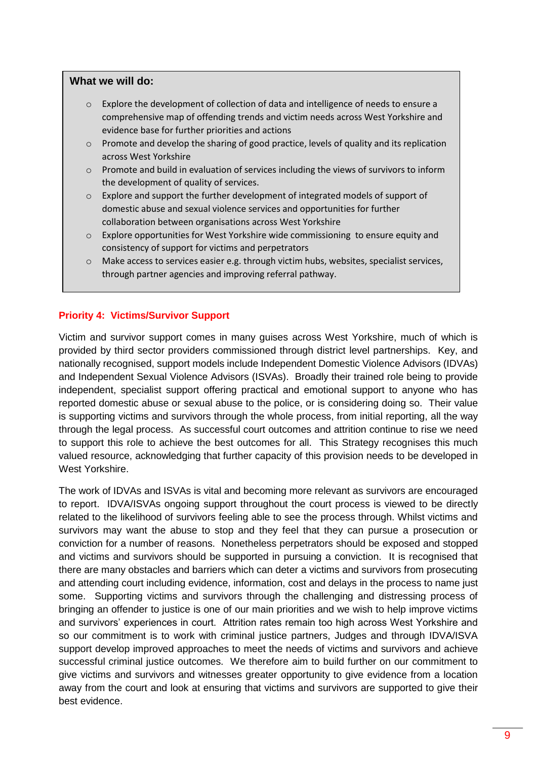**What we will do:**

- Explore the development of collection of data and intelligence of needs to ensure a comprehensive map of offending trends and victim needs across West Yorkshire and evidence base for further priorities and actions
- Promote and develop the sharing of good practice, levels of quality and its replication across West Yorkshire
- Promote and build in evaluation of services including the views of survivors to inform the development of quality of services.
- Explore and support the further development of integrated models of support of domestic abuse and sexual violence services and opportunities for further collaboration between organisations across West Yorkshire
- Explore opportunities for West Yorkshire wide commissioning to ensure equity and consistency of support for victims and perpetrators
- Make access to services easier e.g. through victim hubs, websites, specialist services, through partner agencies and improving referral pathway.

## Priority 4: Victims/Survivor Support

Victim and survivor support comes in many guises across West Yorkshire, much of which is provided by third sector providers commissioned through district level partnerships. Key, and nationally recognised, support models include Independent Domestic Violence Advisors (IDVAs) and Independent Sexual Violence Advisors (ISVAs). Broadly their trained role being to provide independent, specialist support offering practical and emotional support to anyone who has reported domestic abuse or sexual abuse to the police, or is considering doing so. Their value is supporting victims and survivors through the whole process, from initial reporting, all the way through the legal process. As successful court outcomes and attrition continue to rise we need to support this role to achieve the best outcomes for all. This Strategy recognises this much valued resource, acknowledging that further capacity of this provision needs to be developed in West Yorkshire.

The work of IDVAs and ISVAs is vital and becoming more relevant as survivors are encouraged to report. IDVA/ISVAs ongoing support throughout the court process is viewed to be directly related to the likelihood of survivors feeling able to see the process through. Whilst victims and survivors may want the abuse to stop and they feel that they can pursue a prosecution or conviction for a number of reasons. Nonetheless perpetrators should be exposed and stopped and victims and survivors should be supported in pursuing a conviction. It is recognised that there are many obstacles and barriers which can deter a victims and survivors from prosecuting and attending court including evidence, information, cost and delays in the process to name just some. Supporting victims and survivors through the challenging and distressing process of bringing an offender to justice is one of our main priorities and we wish to help improve victims and survivors' experiences in court. Attrition rates remain too high across West Yorkshire and so our commitment is to work with criminal justice partners, Judges and through IDVA/ISVA support develop improved approaches to meet the needs of victims and survivors and achieve successful criminal justice outcomes. We therefore aim to build further on our commitment to give victims and survivors and witnesses greater opportunity to give evidence from a location away from the court and look at ensuring that victims and survivors are supported to give their best evidence.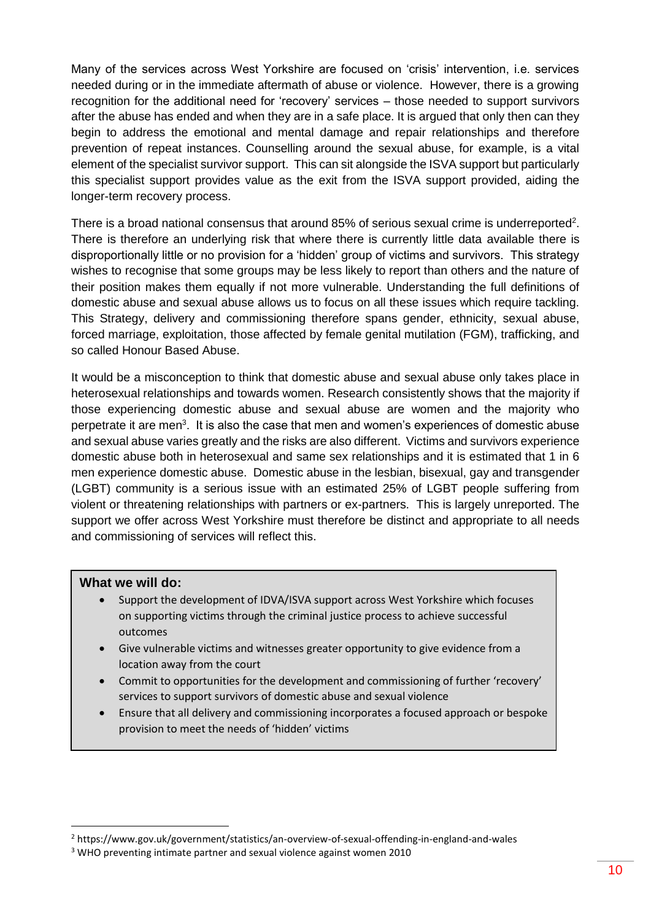Many of the services across West Yorkshire are focused on 'crisis' intervention, i.e. services needed during or in the immediate aftermath of abuse or violence. However, there is a growing recognition for the additional need for 'recovery' services – those needed to support survivors after the abuse has ended and when they are in a safe place. It is argued that only then can they begin to address the emotional and mental damage and repair relationships and therefore prevention of repeat instances. Counselling around the sexual abuse, for example, is a vital element of the specialist survivor support. This can sit alongside the ISVA support but particularly this specialist support provides value as the exit from the ISVA support provided, aiding the longer-term recovery process.

There is a broad national consensus that around 85% of serious sexual crime is underreported[2]. There is therefore an underlying risk that where there is currently little data available there is disproportionally little or no provision for a 'hidden' group of victims and survivors. This strategy wishes to recognise that some groups may be less likely to report than others and the nature of their position makes them equally if not more vulnerable. Understanding the full definitions of domestic abuse and sexual abuse allows us to focus on all these issues which require tackling. This Strategy, delivery and commissioning therefore spans gender, ethnicity, sexual abuse, forced marriage, exploitation, those affected by female genital mutilation (FGM), trafficking, and so called Honour Based Abuse.

It would be a misconception to think that domestic abuse and sexual abuse only takes place in heterosexual relationships and towards women. Research consistently shows that the majority if those experiencing domestic abuse and sexual abuse are women and the majority who perpetrate it are men[3]. It is also the case that men and women's experiences of domestic abuse and sexual abuse varies greatly and the risks are also different. Victims and survivors experience domestic abuse both in heterosexual and same sex relationships and it is estimated that 1 in 6 men experience domestic abuse. Domestic abuse in the lesbian, bisexual, gay and transgender (LGBT) community is a serious issue with an estimated 25% of LGBT people suffering from violent or threatening relationships with partners or ex-partners. This is largely unreported. The support we offer across West Yorkshire must therefore be distinct and appropriate to all needs and commissioning of services will reflect this.

**What we will do:**

- Support the development of IDVA/ISVA support across West Yorkshire which focuses on supporting victims through the criminal justice process to achieve successful outcomes
- Give vulnerable victims and witnesses greater opportunity to give evidence from a location away from the court
- Commit to opportunities for the development and commissioning of further 'recovery' services to support survivors of domestic abuse and sexual violence
- Ensure that all delivery and commissioning incorporates a focused approach or bespoke provision to meet the needs of 'hidden' victims

[2] https://www.gov.uk/government/statistics/an-overview-of-sexual-offending-in-england-and-wales

[3] WHO preventing intimate partner and sexual violence against women 2010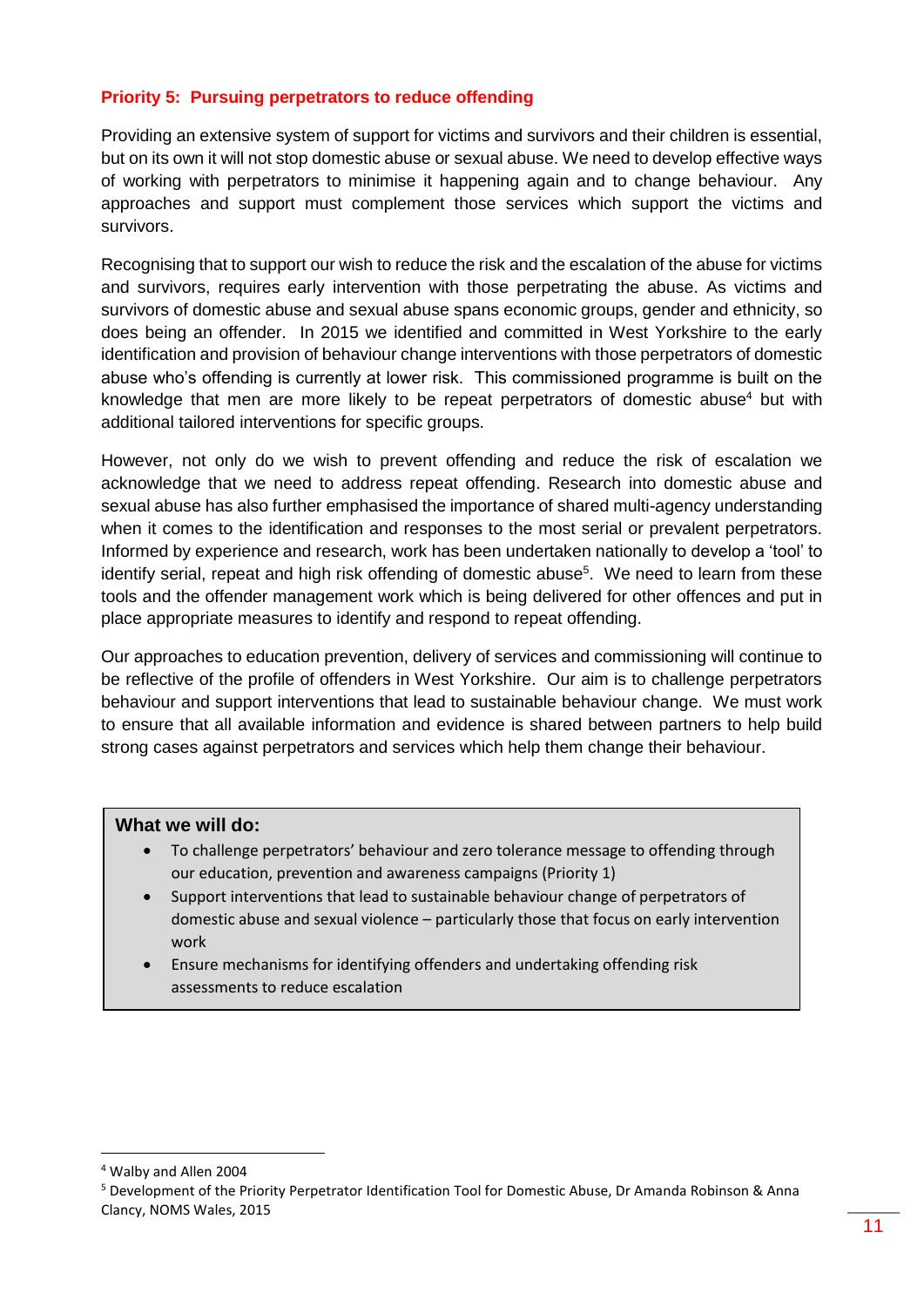## Priority 5: Pursuing perpetrators to reduce offending

Providing an extensive system of support for victims and survivors and their children is essential, but on its own it will not stop domestic abuse or sexual abuse. We need to develop effective ways of working with perpetrators to minimise it happening again and to change behaviour. Any approaches and support must complement those services which support the victims and survivors.

Recognising that to support our wish to reduce the risk and the escalation of the abuse for victims and survivors, requires early intervention with those perpetrating the abuse. As victims and survivors of domestic abuse and sexual abuse spans economic groups, gender and ethnicity, so does being an offender. In 2015 we identified and committed in West Yorkshire to the early identification and provision of behaviour change interventions with those perpetrators of domestic abuse who's offending is currently at lower risk. This commissioned programme is built on the knowledge that men are more likely to be repeat perpetrators of domestic abuse[4] but with additional tailored interventions for specific groups.

However, not only do we wish to prevent offending and reduce the risk of escalation we acknowledge that we need to address repeat offending. Research into domestic abuse and sexual abuse has also further emphasised the importance of shared multi-agency understanding when it comes to the identification and responses to the most serial or prevalent perpetrators. Informed by experience and research, work has been undertaken nationally to develop a 'tool' to identify serial, repeat and high risk offending of domestic abuse[5]. We need to learn from these tools and the offender management work which is being delivered for other offences and put in place appropriate measures to identify and respond to repeat offending.

Our approaches to education prevention, delivery of services and commissioning will continue to be reflective of the profile of offenders in West Yorkshire. Our aim is to challenge perpetrators behaviour and support interventions that lead to sustainable behaviour change. We must work to ensure that all available information and evidence is shared between partners to help build strong cases against perpetrators and services which help them change their behaviour.

**What we will do:**

- To challenge perpetrators' behaviour and zero tolerance message to offending through our education, prevention and awareness campaigns (Priority 1)
- Support interventions that lead to sustainable behaviour change of perpetrators of domestic abuse and sexual violence – particularly those that focus on early intervention work
- Ensure mechanisms for identifying offenders and undertaking offending risk assessments to reduce escalation

---

[4] Walby and Allen 2004

[5] Development of the Priority Perpetrator Identification Tool for Domestic Abuse, Dr Amanda Robinson & Anna Clancy, NOMS Wales, 2015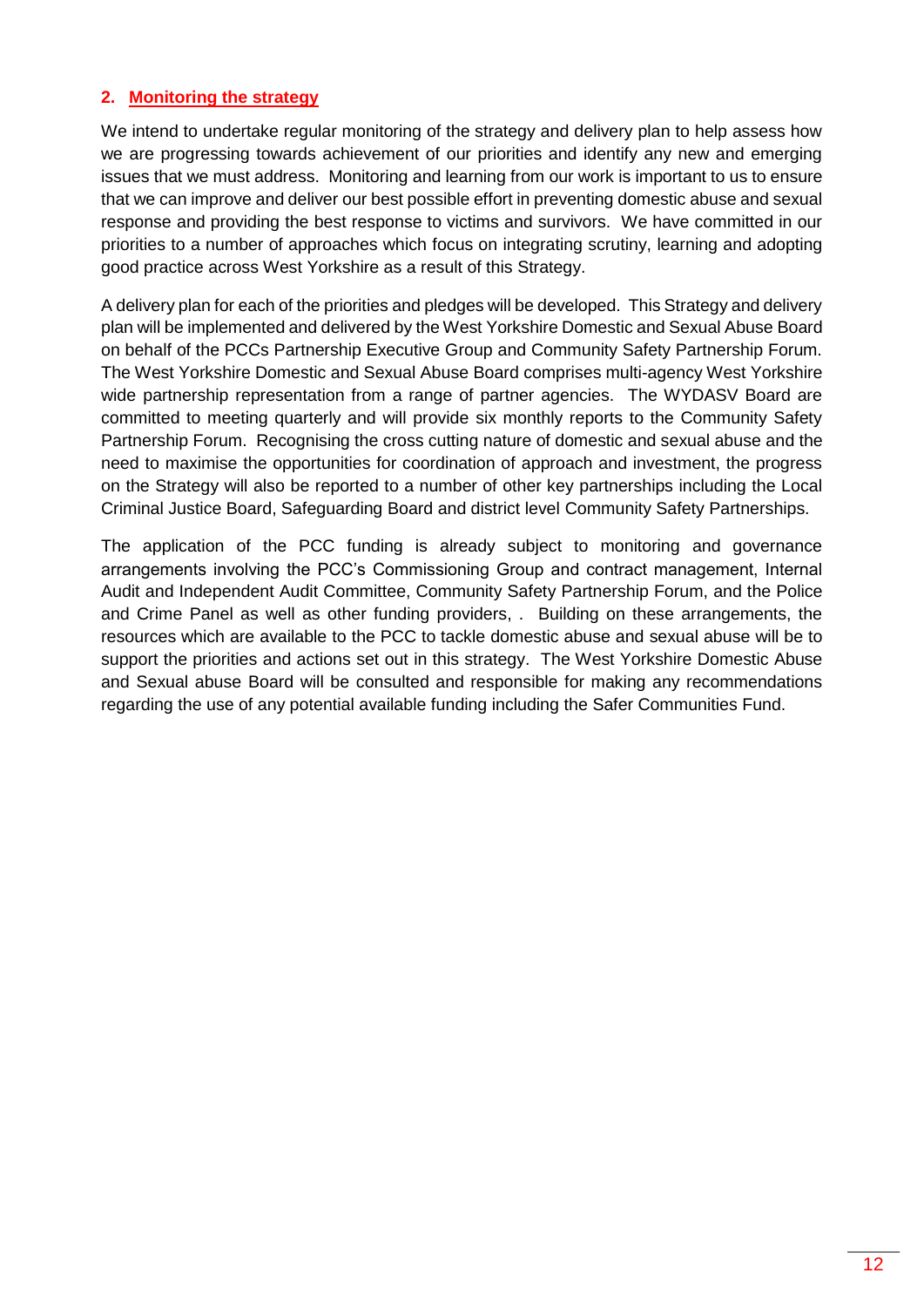## 2. Monitoring the strategy

We intend to undertake regular monitoring of the strategy and delivery plan to help assess how we are progressing towards achievement of our priorities and identify any new and emerging issues that we must address. Monitoring and learning from our work is important to us to ensure that we can improve and deliver our best possible effort in preventing domestic abuse and sexual response and providing the best response to victims and survivors. We have committed in our priorities to a number of approaches which focus on integrating scrutiny, learning and adopting good practice across West Yorkshire as a result of this Strategy.

A delivery plan for each of the priorities and pledges will be developed. This Strategy and delivery plan will be implemented and delivered by the West Yorkshire Domestic and Sexual Abuse Board on behalf of the PCCs Partnership Executive Group and Community Safety Partnership Forum. The West Yorkshire Domestic and Sexual Abuse Board comprises multi-agency West Yorkshire wide partnership representation from a range of partner agencies. The WYDASV Board are committed to meeting quarterly and will provide six monthly reports to the Community Safety Partnership Forum. Recognising the cross cutting nature of domestic and sexual abuse and the need to maximise the opportunities for coordination of approach and investment, the progress on the Strategy will also be reported to a number of other key partnerships including the Local Criminal Justice Board, Safeguarding Board and district level Community Safety Partnerships.

The application of the PCC funding is already subject to monitoring and governance arrangements involving the PCC's Commissioning Group and contract management, Internal Audit and Independent Audit Committee, Community Safety Partnership Forum, and the Police and Crime Panel as well as other funding providers, . Building on these arrangements, the resources which are available to the PCC to tackle domestic abuse and sexual abuse will be to support the priorities and actions set out in this strategy. The West Yorkshire Domestic Abuse and Sexual abuse Board will be consulted and responsible for making any recommendations regarding the use of any potential available funding including the Safer Communities Fund.